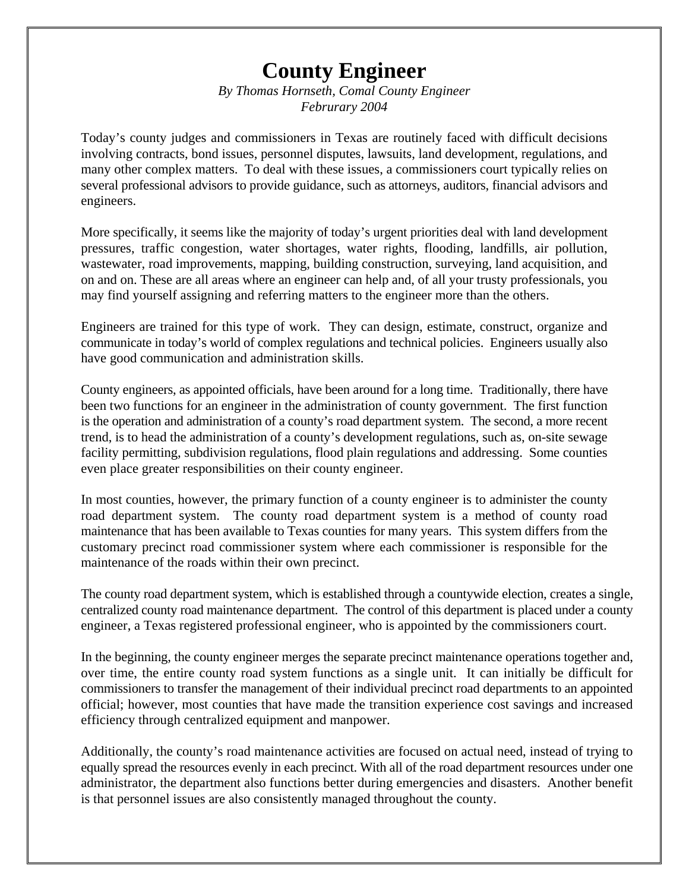# County Engineer

*By Thomas Hornseth, Comal County Engineer*
*Februrary 2004*

Today's county judges and commissioners in Texas are routinely faced with difficult decisions involving contracts, bond issues, personnel disputes, lawsuits, land development, regulations, and many other complex matters. To deal with these issues, a commissioners court typically relies on several professional advisors to provide guidance, such as attorneys, auditors, financial advisors and engineers.

More specifically, it seems like the majority of today's urgent priorities deal with land development pressures, traffic congestion, water shortages, water rights, flooding, landfills, air pollution, wastewater, road improvements, mapping, building construction, surveying, land acquisition, and on and on. These are all areas where an engineer can help and, of all your trusty professionals, you may find yourself assigning and referring matters to the engineer more than the others.

Engineers are trained for this type of work. They can design, estimate, construct, organize and communicate in today's world of complex regulations and technical policies. Engineers usually also have good communication and administration skills.

County engineers, as appointed officials, have been around for a long time. Traditionally, there have been two functions for an engineer in the administration of county government. The first function is the operation and administration of a county's road department system. The second, a more recent trend, is to head the administration of a county's development regulations, such as, on-site sewage facility permitting, subdivision regulations, flood plain regulations and addressing. Some counties even place greater responsibilities on their county engineer.

In most counties, however, the primary function of a county engineer is to administer the county road department system. The county road department system is a method of county road maintenance that has been available to Texas counties for many years. This system differs from the customary precinct road commissioner system where each commissioner is responsible for the maintenance of the roads within their own precinct.

The county road department system, which is established through a countywide election, creates a single, centralized county road maintenance department. The control of this department is placed under a county engineer, a Texas registered professional engineer, who is appointed by the commissioners court.

In the beginning, the county engineer merges the separate precinct maintenance operations together and, over time, the entire county road system functions as a single unit. It can initially be difficult for commissioners to transfer the management of their individual precinct road departments to an appointed official; however, most counties that have made the transition experience cost savings and increased efficiency through centralized equipment and manpower.

Additionally, the county's road maintenance activities are focused on actual need, instead of trying to equally spread the resources evenly in each precinct. With all of the road department resources under one administrator, the department also functions better during emergencies and disasters. Another benefit is that personnel issues are also consistently managed throughout the county.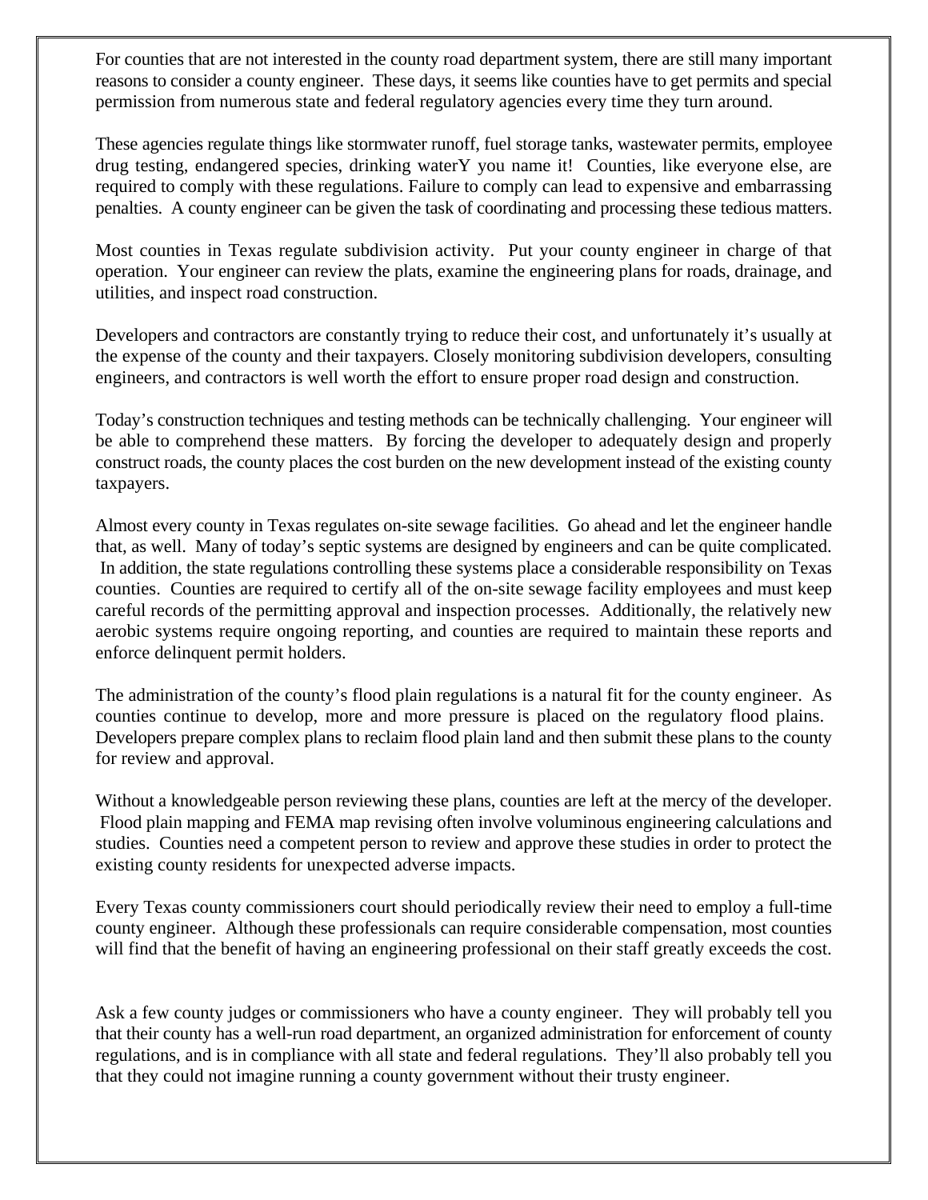For counties that are not interested in the county road department system, there are still many important reasons to consider a county engineer. These days, it seems like counties have to get permits and special permission from numerous state and federal regulatory agencies every time they turn around.

These agencies regulate things like stormwater runoff, fuel storage tanks, wastewater permits, employee drug testing, endangered species, drinking waterY you name it! Counties, like everyone else, are required to comply with these regulations. Failure to comply can lead to expensive and embarrassing penalties. A county engineer can be given the task of coordinating and processing these tedious matters.

Most counties in Texas regulate subdivision activity. Put your county engineer in charge of that operation. Your engineer can review the plats, examine the engineering plans for roads, drainage, and utilities, and inspect road construction.

Developers and contractors are constantly trying to reduce their cost, and unfortunately it's usually at the expense of the county and their taxpayers. Closely monitoring subdivision developers, consulting engineers, and contractors is well worth the effort to ensure proper road design and construction.

Today's construction techniques and testing methods can be technically challenging. Your engineer will be able to comprehend these matters. By forcing the developer to adequately design and properly construct roads, the county places the cost burden on the new development instead of the existing county taxpayers.

Almost every county in Texas regulates on-site sewage facilities. Go ahead and let the engineer handle that, as well. Many of today's septic systems are designed by engineers and can be quite complicated. In addition, the state regulations controlling these systems place a considerable responsibility on Texas counties. Counties are required to certify all of the on-site sewage facility employees and must keep careful records of the permitting approval and inspection processes. Additionally, the relatively new aerobic systems require ongoing reporting, and counties are required to maintain these reports and enforce delinquent permit holders.

The administration of the county's flood plain regulations is a natural fit for the county engineer. As counties continue to develop, more and more pressure is placed on the regulatory flood plains. Developers prepare complex plans to reclaim flood plain land and then submit these plans to the county for review and approval.

Without a knowledgeable person reviewing these plans, counties are left at the mercy of the developer. Flood plain mapping and FEMA map revising often involve voluminous engineering calculations and studies. Counties need a competent person to review and approve these studies in order to protect the existing county residents for unexpected adverse impacts.

Every Texas county commissioners court should periodically review their need to employ a full-time county engineer. Although these professionals can require considerable compensation, most counties will find that the benefit of having an engineering professional on their staff greatly exceeds the cost.

Ask a few county judges or commissioners who have a county engineer. They will probably tell you that their county has a well-run road department, an organized administration for enforcement of county regulations, and is in compliance with all state and federal regulations. They'll also probably tell you that they could not imagine running a county government without their trusty engineer.